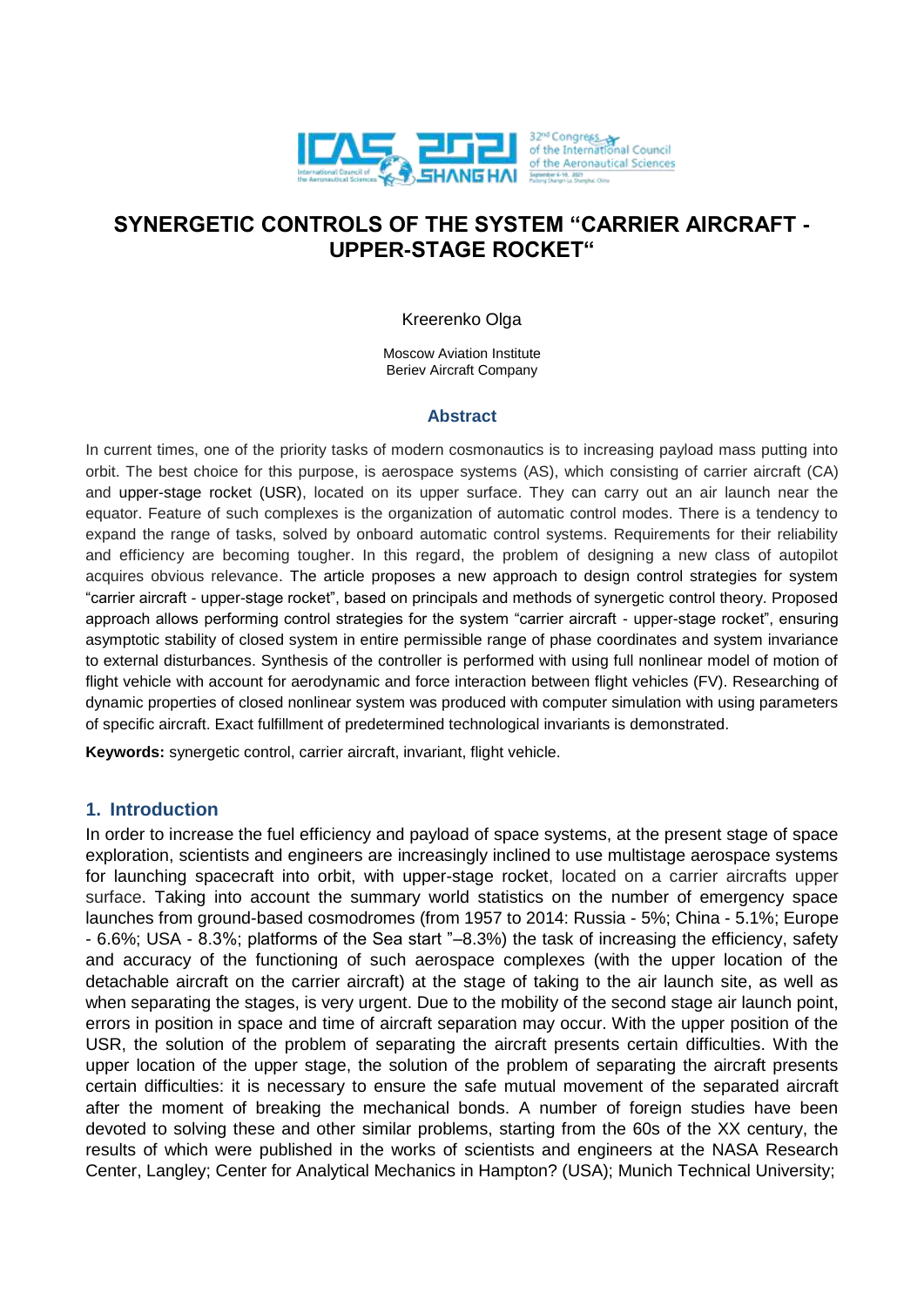# SYNERGETIC CONTROLS OF THE SYSTEM "CARRIER AIRCRAFT - UPPER-STAGE ROCKET"

Kreerenko Olga

Moscow Aviation Institute
Beriev Aircraft Company

## Abstract

In current times, one of the priority tasks of modern cosmonautics is to increasing payload mass putting into orbit. The best choice for this purpose, is aerospace systems (AS), which consisting of carrier aircraft (CA) and upper-stage rocket (USR), located on its upper surface. They can carry out an air launch near the equator. Feature of such complexes is the organization of automatic control modes. There is a tendency to expand the range of tasks, solved by onboard automatic control systems. Requirements for their reliability and efficiency are becoming tougher. In this regard, the problem of designing a new class of autopilot acquires obvious relevance. The article proposes a new approach to design control strategies for system "carrier aircraft - upper-stage rocket", based on principals and methods of synergetic control theory. Proposed approach allows performing control strategies for the system "carrier aircraft - upper-stage rocket", ensuring asymptotic stability of closed system in entire permissible range of phase coordinates and system invariance to external disturbances. Synthesis of the controller is performed with using full nonlinear model of motion of flight vehicle with account for aerodynamic and force interaction between flight vehicles (FV). Researching of dynamic properties of closed nonlinear system was produced with computer simulation with using parameters of specific aircraft. Exact fulfillment of predetermined technological invariants is demonstrated.

**Keywords:** synergetic control, carrier aircraft, invariant, flight vehicle.

## 1. Introduction

In order to increase the fuel efficiency and payload of space systems, at the present stage of space exploration, scientists and engineers are increasingly inclined to use multistage aerospace systems for launching spacecraft into orbit, with upper-stage rocket, located on a carrier aircrafts upper surface. Taking into account the summary world statistics on the number of emergency space launches from ground-based cosmodromes (from 1957 to 2014: Russia - 5%; China - 5.1%; Europe - 6.6%; USA - 8.3%; platforms of the Sea start "–8.3%) the task of increasing the efficiency, safety and accuracy of the functioning of such aerospace complexes (with the upper location of the detachable aircraft on the carrier aircraft) at the stage of taking to the air launch site, as well as when separating the stages, is very urgent. Due to the mobility of the second stage air launch point, errors in position in space and time of aircraft separation may occur. With the upper position of the USR, the solution of the problem of separating the aircraft presents certain difficulties. With the upper location of the upper stage, the solution of the problem of separating the aircraft presents certain difficulties: it is necessary to ensure the safe mutual movement of the separated aircraft after the moment of breaking the mechanical bonds. A number of foreign studies have been devoted to solving these and other similar problems, starting from the 60s of the XX century, the results of which were published in the works of scientists and engineers at the NASA Research Center, Langley; Center for Analytical Mechanics in Hampton? (USA); Munich Technical University;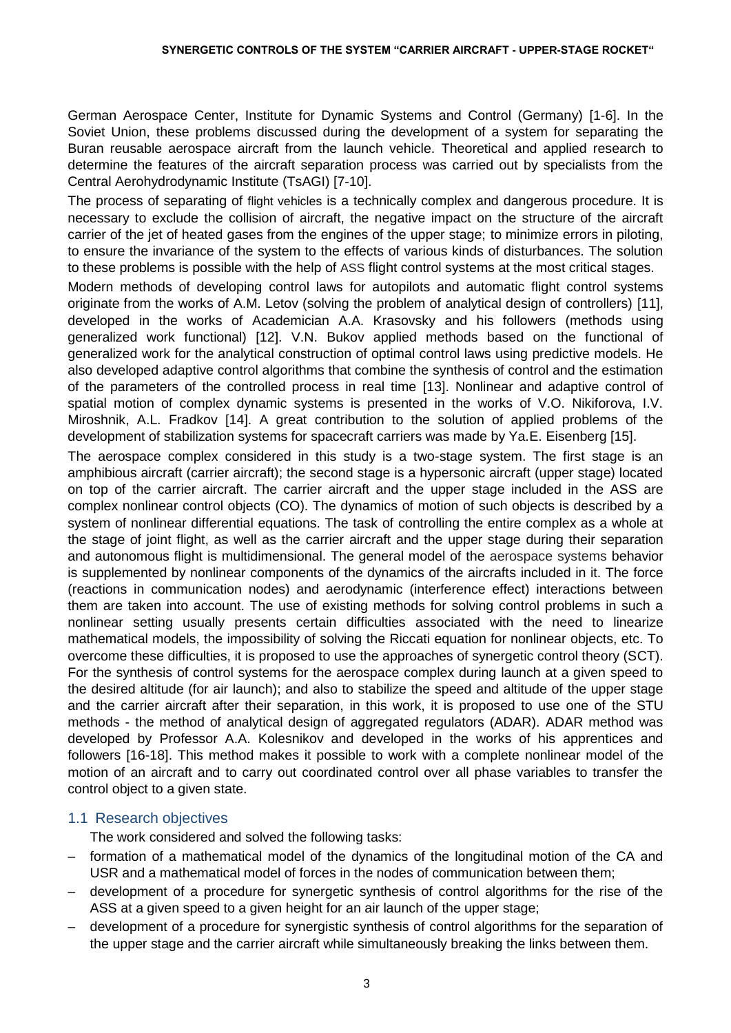German Aerospace Center, Institute for Dynamic Systems and Control (Germany) [1-6]. In the Soviet Union, these problems discussed during the development of a system for separating the Buran reusable aerospace aircraft from the launch vehicle. Theoretical and applied research to determine the features of the aircraft separation process was carried out by specialists from the Central Aerohydrodynamic Institute (TsAGI) [7-10].

The process of separating of flight vehicles is a technically complex and dangerous procedure. It is necessary to exclude the collision of aircraft, the negative impact on the structure of the aircraft carrier of the jet of heated gases from the engines of the upper stage; to minimize errors in piloting, to ensure the invariance of the system to the effects of various kinds of disturbances. The solution to these problems is possible with the help of ASS flight control systems at the most critical stages.

Modern methods of developing control laws for autopilots and automatic flight control systems originate from the works of A.M. Letov (solving the problem of analytical design of controllers) [11], developed in the works of Academician A.A. Krasovsky and his followers (methods using generalized work functional) [12]. V.N. Bukov applied methods based on the functional of generalized work for the analytical construction of optimal control laws using predictive models. He also developed adaptive control algorithms that combine the synthesis of control and the estimation of the parameters of the controlled process in real time [13]. Nonlinear and adaptive control of spatial motion of complex dynamic systems is presented in the works of V.O. Nikiforova, I.V. Miroshnik, A.L. Fradkov [14]. A great contribution to the solution of applied problems of the development of stabilization systems for spacecraft carriers was made by Ya.E. Eisenberg [15].

The aerospace complex considered in this study is a two-stage system. The first stage is an amphibious aircraft (carrier aircraft); the second stage is a hypersonic aircraft (upper stage) located on top of the carrier aircraft. The carrier aircraft and the upper stage included in the ASS are complex nonlinear control objects (CO). The dynamics of motion of such objects is described by a system of nonlinear differential equations. The task of controlling the entire complex as a whole at the stage of joint flight, as well as the carrier aircraft and the upper stage during their separation and autonomous flight is multidimensional. The general model of the aerospace systems behavior is supplemented by nonlinear components of the dynamics of the aircrafts included in it. The force (reactions in communication nodes) and aerodynamic (interference effect) interactions between them are taken into account. The use of existing methods for solving control problems in such a nonlinear setting usually presents certain difficulties associated with the need to linearize mathematical models, the impossibility of solving the Riccati equation for nonlinear objects, etc. To overcome these difficulties, it is proposed to use the approaches of synergetic control theory (SCT). For the synthesis of control systems for the aerospace complex during launch at a given speed to the desired altitude (for air launch); and also to stabilize the speed and altitude of the upper stage and the carrier aircraft after their separation, in this work, it is proposed to use one of the STU methods - the method of analytical design of aggregated regulators (ADAR). ADAR method was developed by Professor A.A. Kolesnikov and developed in the works of his apprentices and followers [16-18]. This method makes it possible to work with a complete nonlinear model of the motion of an aircraft and to carry out coordinated control over all phase variables to transfer the control object to a given state.

## 1.1 Research objectives

The work considered and solved the following tasks:

- formation of a mathematical model of the dynamics of the longitudinal motion of the CA and USR and a mathematical model of forces in the nodes of communication between them;
- development of a procedure for synergetic synthesis of control algorithms for the rise of the ASS at a given speed to a given height for an air launch of the upper stage;
- development of a procedure for synergistic synthesis of control algorithms for the separation of the upper stage and the carrier aircraft while simultaneously breaking the links between them.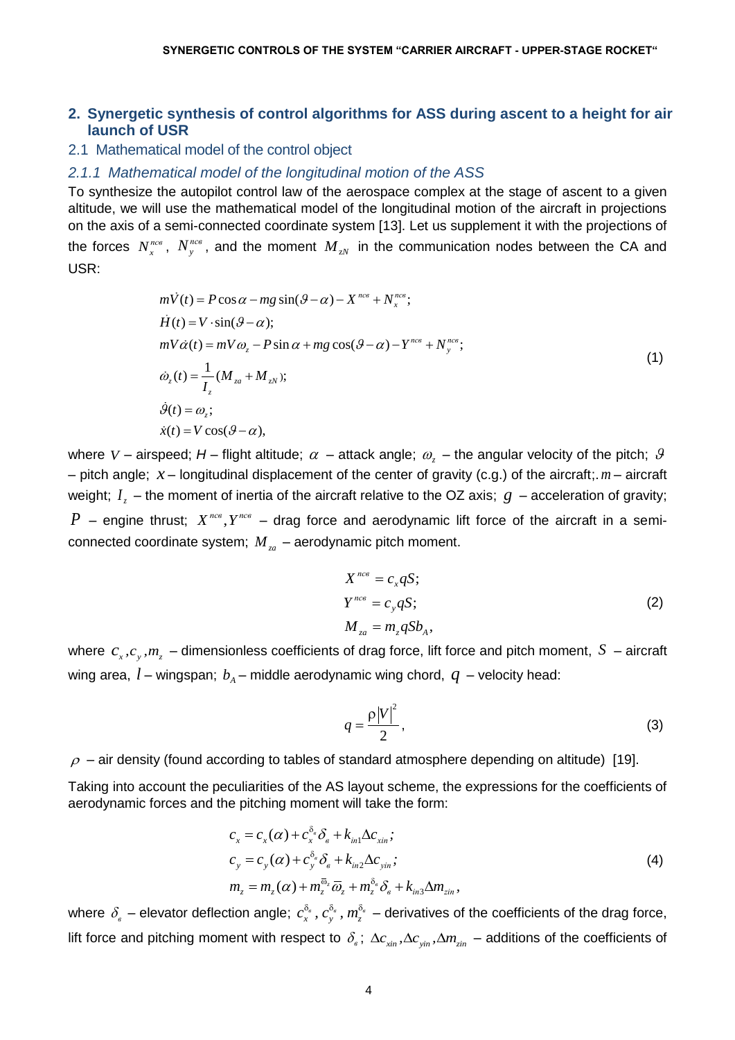## 2. Synergetic synthesis of control algorithms for ASS during ascent to a height for air launch of USR

### 2.1 Mathematical model of the control object

#### *2.1.1 Mathematical model of the longitudinal motion of the ASS*

To synthesize the autopilot control law of the aerospace complex at the stage of ascent to a given altitude, we will use the mathematical model of the longitudinal motion of the aircraft in projections on the axis of a semi-connected coordinate system [13]. Let us supplement it with the projections of the forces $N_x^{nсв}$, $N_y^{nсв}$, and the moment $M_{zN}$ in the communication nodes between the CA and USR:

$$
\begin{aligned}
& m\dot{V}(t) = P\cos\alpha - mg\sin(\vartheta - \alpha) - X^{nсв} + N_x^{nсв}; \\
& \dot{H}(t) = V \cdot \sin(\vartheta - \alpha); \\
& mV\dot{\alpha}(t) = mV\omega_z - P\sin\alpha + mg\cos(\vartheta - \alpha) - Y^{nсв} + N_y^{nсв}; \\
& \dot{\omega}_z(t) = \frac{1}{I_z}(M_{za} + M_{zN}); \\
& \dot{\vartheta}(t) = \omega_z; \\
& \dot{x}(t) = V\cos(\vartheta - \alpha),
\end{aligned}
\tag{1}
$$

where $V$ – airspeed; *H* – flight altitude; $\alpha$ – attack angle; $\omega_z$ – the angular velocity of the pitch; $\vartheta$ – pitch angle; $x$ – longitudinal displacement of the center of gravity (c.g.) of the aircraft;. $m$ – aircraft weight; $I_z$ – the moment of inertia of the aircraft relative to the OZ axis; $g$ – acceleration of gravity; $P$ – engine thrust; $X^{nсв}, Y^{nсв}$ – drag force and aerodynamic lift force of the aircraft in a semi-connected coordinate system; $M_{za}$ – aerodynamic pitch moment.

$$
\begin{aligned}
& X^{nсв} = c_x qS; \\
& Y^{nсв} = c_y qS; \\
& M_{za} = m_z qSb_A,
\end{aligned}
\tag{2}
$$

where $c_x, c_y, m_z$ – dimensionless coefficients of drag force, lift force and pitch moment, $S$ – aircraft wing area, $l$ – wingspan; $b_A$ – middle aerodynamic wing chord, $q$ – velocity head:

$$
q = \frac{\rho |V|^2}{2},
\tag{3}
$$

$\rho$ – air density (found according to tables of standard atmosphere depending on altitude) [19].

Taking into account the peculiarities of the AS layout scheme, the expressions for the coefficients of aerodynamic forces and the pitching moment will take the form:

$$
\begin{aligned}
& c_x = c_x(\alpha) + c_x^{\delta_в}\delta_в + k_{in1}\Delta c_{xin}; \\
& c_y = c_y(\alpha) + c_y^{\delta_в}\delta_в + k_{in2}\Delta c_{yin}; \\
& m_z = m_z(\alpha) + m_z^{\overline{\omega}_z}\overline{\omega}_z + m_z^{\delta_в}\delta_в + k_{in3}\Delta m_{zin},
\end{aligned}
\tag{4}
$$

where $\delta_в$ – elevator deflection angle; $c_x^{\delta_в}$, $c_y^{\delta_в}$, $m_z^{\delta_в}$ – derivatives of the coefficients of the drag force, lift force and pitching moment with respect to $\delta_в$; $\Delta c_{xin}, \Delta c_{yin}, \Delta m_{zin}$ – additions of the coefficients of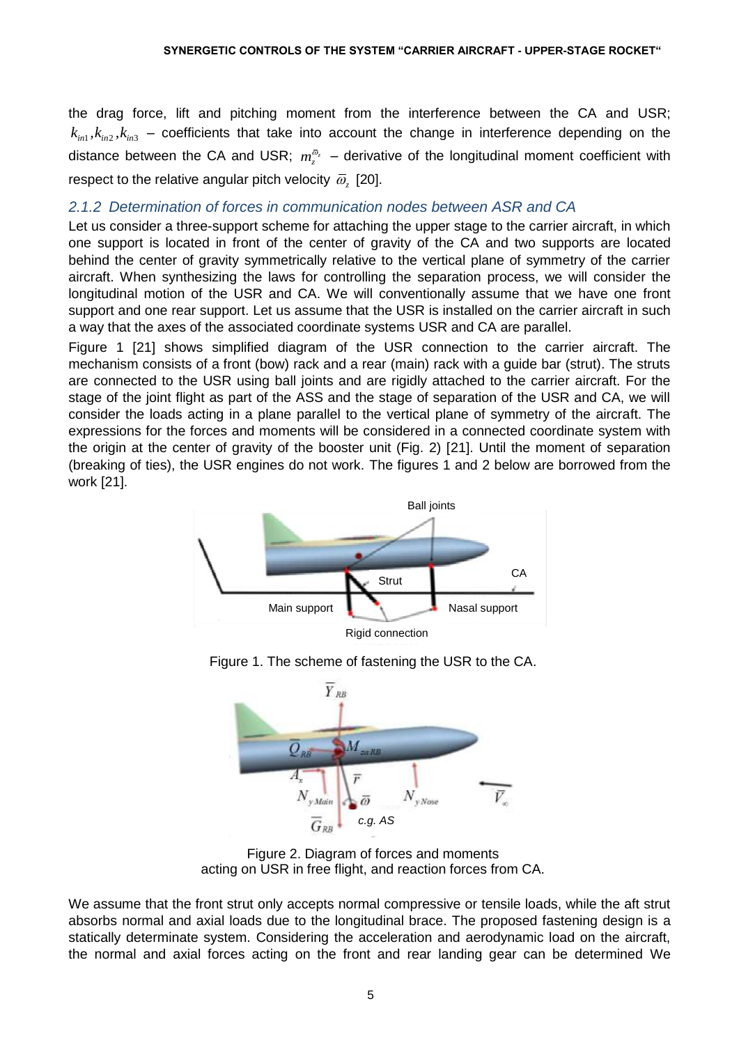the drag force, lift and pitching moment from the interference between the CA and USR; $k_{in1}, k_{in2}, k_{in3}$ – coefficients that take into account the change in interference depending on the distance between the CA and USR; $m_z^{\bar{\omega}_z}$ – derivative of the longitudinal moment coefficient with respect to the relative angular pitch velocity $\bar{\omega}_z$ [20].

### *2.1.2 Determination of forces in communication nodes between ASR and CA*

Let us consider a three-support scheme for attaching the upper stage to the carrier aircraft, in which one support is located in front of the center of gravity of the CA and two supports are located behind the center of gravity symmetrically relative to the vertical plane of symmetry of the carrier aircraft. When synthesizing the laws for controlling the separation process, we will consider the longitudinal motion of the USR and CA. We will conventionally assume that we have one front support and one rear support. Let us assume that the USR is installed on the carrier aircraft in such a way that the axes of the associated coordinate systems USR and CA are parallel.

Figure 1 [21] shows simplified diagram of the USR connection to the carrier aircraft. The mechanism consists of a front (bow) rack and a rear (main) rack with a guide bar (strut). The struts are connected to the USR using ball joints and are rigidly attached to the carrier aircraft. For the stage of the joint flight as part of the ASS and the stage of separation of the USR and CA, we will consider the loads acting in a plane parallel to the vertical plane of symmetry of the aircraft. The expressions for the forces and moments will be considered in a connected coordinate system with the origin at the center of gravity of the booster unit (Fig. 2) [21]. Until the moment of separation (breaking of ties), the USR engines do not work. The figures 1 and 2 below are borrowed from the work [21].

Figure 1. The scheme of fastening the USR to the CA.

Figure 2. Diagram of forces and moments acting on USR in free flight, and reaction forces from CA.

We assume that the front strut only accepts normal compressive or tensile loads, while the aft strut absorbs normal and axial loads due to the longitudinal brace. The proposed fastening design is a statically determinate system. Considering the acceleration and aerodynamic load on the aircraft, the normal and axial forces acting on the front and rear landing gear can be determined We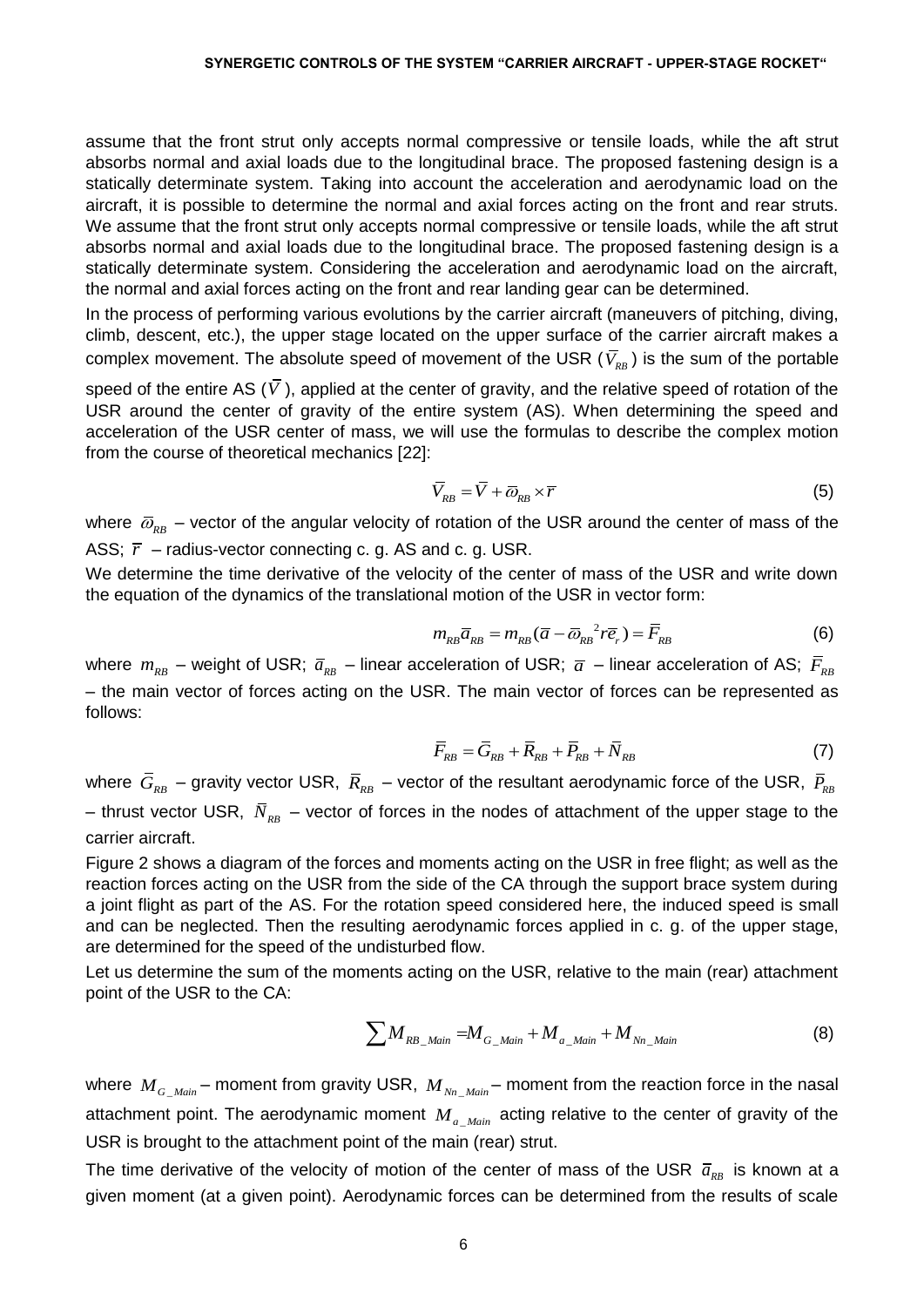assume that the front strut only accepts normal compressive or tensile loads, while the aft strut absorbs normal and axial loads due to the longitudinal brace. The proposed fastening design is a statically determinate system. Taking into account the acceleration and aerodynamic load on the aircraft, it is possible to determine the normal and axial forces acting on the front and rear struts. We assume that the front strut only accepts normal compressive or tensile loads, while the aft strut absorbs normal and axial loads due to the longitudinal brace. The proposed fastening design is a statically determinate system. Considering the acceleration and aerodynamic load on the aircraft, the normal and axial forces acting on the front and rear landing gear can be determined.

In the process of performing various evolutions by the carrier aircraft (maneuvers of pitching, diving, climb, descent, etc.), the upper stage located on the upper surface of the carrier aircraft makes a complex movement. The absolute speed of movement of the USR ($\bar{V}_{RB}$) is the sum of the portable speed of the entire AS ($\bar{V}$), applied at the center of gravity, and the relative speed of rotation of the USR around the center of gravity of the entire system (AS). When determining the speed and acceleration of the USR center of mass, we will use the formulas to describe the complex motion from the course of theoretical mechanics [22]:

$$\bar{V}_{RB} = \bar{V} + \bar{\omega}_{RB} \times \bar{r} \tag{5}$$

where $\bar{\omega}_{RB}$ – vector of the angular velocity of rotation of the USR around the center of mass of the ASS; $\bar{r}$ – radius-vector connecting c. g. AS and c. g. USR.

We determine the time derivative of the velocity of the center of mass of the USR and write down the equation of the dynamics of the translational motion of the USR in vector form:

$$m_{RB}\bar{a}_{RB} = m_{RB}(\bar{a} - \bar{\omega}_{RB}{}^{2} r \bar{e}_{r}) = \bar{F}_{RB} \tag{6}$$

where $m_{RB}$ – weight of USR; $\bar{a}_{RB}$ – linear acceleration of USR; $\bar{a}$ – linear acceleration of AS; $\bar{F}_{RB}$ – the main vector of forces acting on the USR. The main vector of forces can be represented as follows:

$$\bar{F}_{RB} = \bar{G}_{RB} + \bar{R}_{RB} + \bar{P}_{RB} + \bar{N}_{RB} \tag{7}$$

where $\bar{G}_{RB}$ – gravity vector USR, $\bar{R}_{RB}$ – vector of the resultant aerodynamic force of the USR, $\bar{P}_{RB}$ – thrust vector USR, $\bar{N}_{RB}$ – vector of forces in the nodes of attachment of the upper stage to the carrier aircraft.

Figure 2 shows a diagram of the forces and moments acting on the USR in free flight; as well as the reaction forces acting on the USR from the side of the CA through the support brace system during a joint flight as part of the AS. For the rotation speed considered here, the induced speed is small and can be neglected. Then the resulting aerodynamic forces applied in c. g. of the upper stage, are determined for the speed of the undisturbed flow.

Let us determine the sum of the moments acting on the USR, relative to the main (rear) attachment point of the USR to the CA:

$$\sum M_{RB\_Main} = M_{G\_Main} + M_{a\_Main} + M_{Nn\_Main} \tag{8}$$

where $M_{G\_Main}$ – moment from gravity USR, $M_{Nn\_Main}$ – moment from the reaction force in the nasal attachment point. The aerodynamic moment $M_{a\_Main}$ acting relative to the center of gravity of the USR is brought to the attachment point of the main (rear) strut.

The time derivative of the velocity of motion of the center of mass of the USR $\bar{a}_{RB}$ is known at a given moment (at a given point). Aerodynamic forces can be determined from the results of scale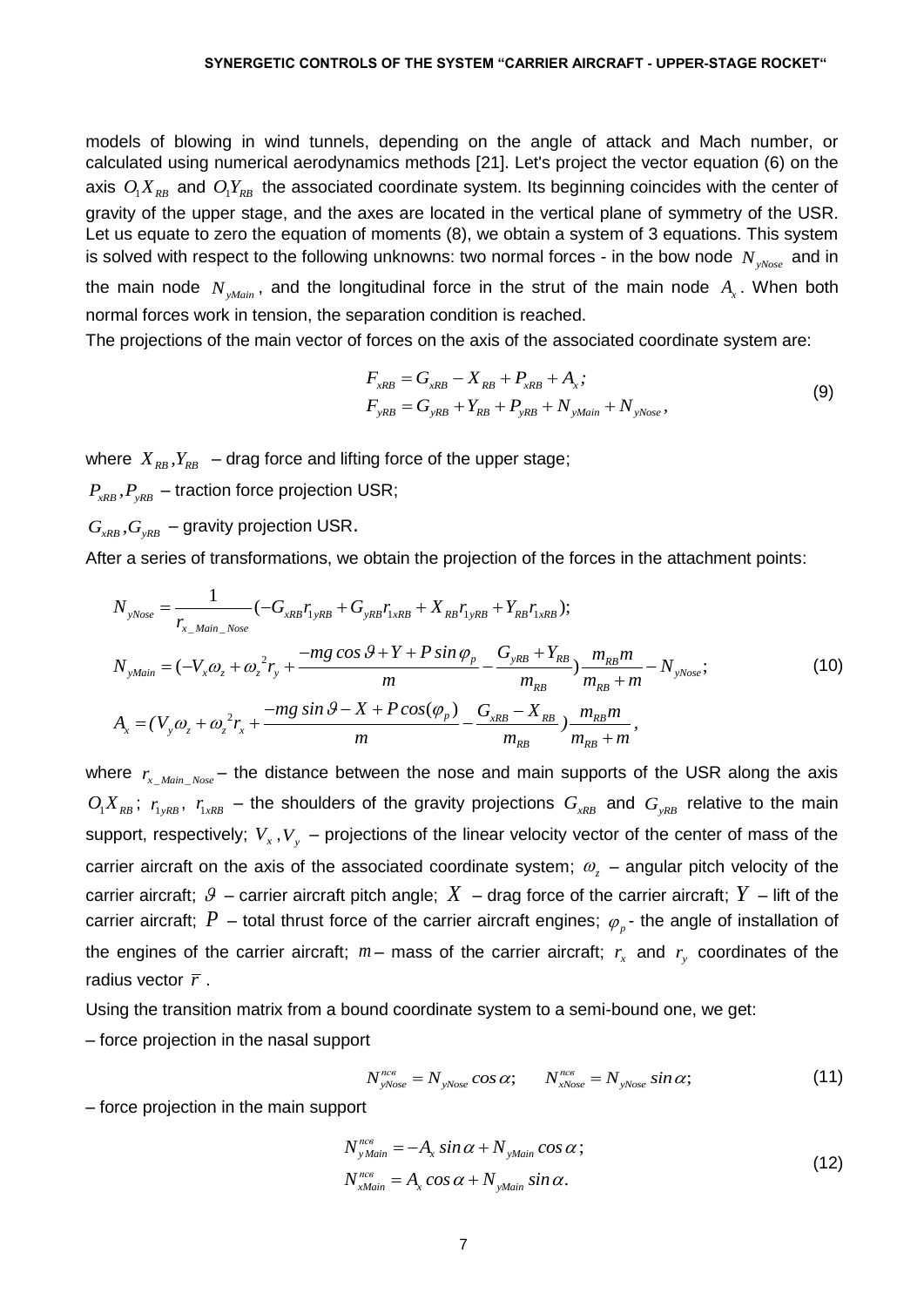models of blowing in wind tunnels, depending on the angle of attack and Mach number, or calculated using numerical aerodynamics methods [21]. Let's project the vector equation (6) on the axis $O_1X_{RB}$ and $O_1Y_{RB}$ the associated coordinate system. Its beginning coincides with the center of gravity of the upper stage, and the axes are located in the vertical plane of symmetry of the USR. Let us equate to zero the equation of moments (8), we obtain a system of 3 equations. This system is solved with respect to the following unknowns: two normal forces - in the bow node $N_{yNose}$ and in the main node $N_{yMain}$, and the longitudinal force in the strut of the main node $A_x$. When both normal forces work in tension, the separation condition is reached.

The projections of the main vector of forces on the axis of the associated coordinate system are:

$$
\begin{aligned}
F_{xRB} &= G_{xRB} - X_{RB} + P_{xRB} + A_x; \\
F_{yRB} &= G_{yRB} + Y_{RB} + P_{yRB} + N_{yMain} + N_{yNose},
\end{aligned}
\tag{9}
$$

where $X_{RB}, Y_{RB}$ – drag force and lifting force of the upper stage;

$P_{xRB}, P_{yRB}$ – traction force projection USR;

$G_{xRB}, G_{yRB}$ – gravity projection USR.

After a series of transformations, we obtain the projection of the forces in the attachment points:

$$
\begin{aligned}
N_{yNose} &= \frac{1}{r_{x\_Main\_Nose}}(-G_{xRB}r_{1yRB} + G_{yRB}r_{1xRB} + X_{RB}r_{1yRB} + Y_{RB}r_{1xRB}); \\
N_{yMain} &= (-V_x\omega_z + \omega_z^2 r_y + \frac{-mg\cos\vartheta + Y + P\sin\varphi_p}{m} - \frac{G_{yRB} + Y_{RB}}{m_{RB}})\frac{m_{RB}m}{m_{RB} + m} - N_{yNose}; \\
A_x &= (V_y\omega_z + \omega_z^2 r_x + \frac{-mg\sin\vartheta - X + P\cos(\varphi_p)}{m} - \frac{G_{xRB} - X_{RB}}{m_{RB}})\frac{m_{RB}m}{m_{RB} + m},
\end{aligned}
\tag{10}
$$

where $r_{x\_Main\_Nose}$ – the distance between the nose and main supports of the USR along the axis $O_1X_{RB}$; $r_{1yRB}$, $r_{1xRB}$ – the shoulders of the gravity projections $G_{xRB}$ and $G_{yRB}$ relative to the main support, respectively; $V_x, V_y$ – projections of the linear velocity vector of the center of mass of the carrier aircraft on the axis of the associated coordinate system; $\omega_z$ – angular pitch velocity of the carrier aircraft; $\vartheta$ – carrier aircraft pitch angle; $X$ – drag force of the carrier aircraft; $Y$ – lift of the carrier aircraft; $P$ – total thrust force of the carrier aircraft engines; $\varphi_p$ - the angle of installation of the engines of the carrier aircraft; $m$ – mass of the carrier aircraft; $r_x$ and $r_y$ coordinates of the radius vector $\bar{r}$.

Using the transition matrix from a bound coordinate system to a semi-bound one, we get:

– force projection in the nasal support

$$
N_{yNose}^{псв} = N_{yNose}\cos\alpha; \qquad N_{xNose}^{псв} = N_{yNose}\sin\alpha;
\tag{11}
$$

– force projection in the main support

$$
\begin{aligned}
N_{yMain}^{псв} &= -A_x\sin\alpha + N_{yMain}\cos\alpha; \\
N_{xMain}^{псв} &= A_x\cos\alpha + N_{yMain}\sin\alpha.
\end{aligned}
\tag{12}
$$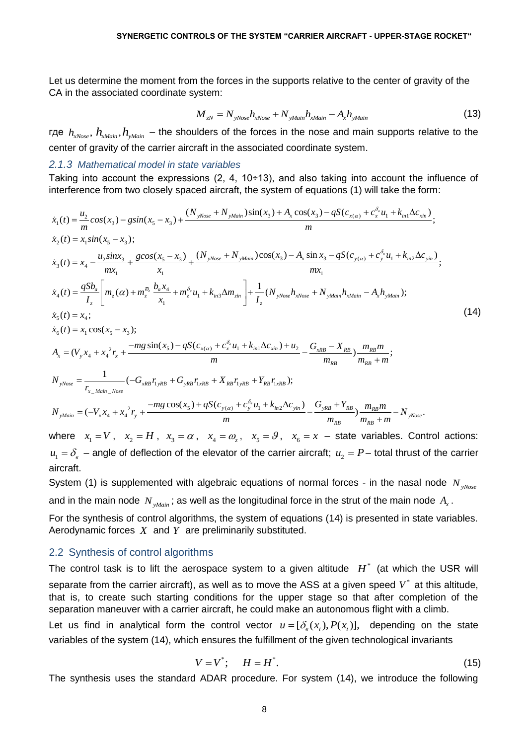Let us determine the moment from the forces in the supports relative to the center of gravity of the CA in the associated coordinate system:

$$M_{zN} = N_{yNose} h_{xNose} + N_{yMain} h_{xMain} - A_x h_{yMain} \tag{13}$$

где $h_{xNose}$, $h_{xMain}, h_{yMain}$ – the shoulders of the forces in the nose and main supports relative to the center of gravity of the carrier aircraft in the associated coordinate system.

### *2.1.3 Mathematical model in state variables*

Taking into account the expressions (2, 4, 10÷13), and also taking into account the influence of interference from two closely spaced aircraft, the system of equations (1) will take the form:

$$
\begin{aligned}
&\dot{x}_1(t) = \frac{u_2}{m}cos(x_3) - gsin(x_5 - x_3) + \frac{(N_{yNose} + N_{yMain})\sin(x_3) + A_x\cos(x_3) - qS(c_{x(\alpha)} + c_x^{\delta_e}u_1 + k_{in1}\Delta c_{xin})}{m};\\
&\dot{x}_2(t) = x_1 sin(x_5 - x_3);\\
&\dot{x}_3(t) = x_4 - \frac{u_2 sinx_3}{mx_1} + \frac{gcos(x_5 - x_3)}{x_1} + \frac{(N_{yNose} + N_{yMain})\cos(x_3) - A_x\sin x_3 - qS(c_{y(\alpha)} + c_y^{\delta_e}u_1 + k_{in2}\Delta c_{yin})}{mx_1};\\
&\dot{x}_4(t) = \frac{qSb_a}{I_z}\left[m_z(\alpha) + m_z^{\bar{\omega}_z}\frac{b_a x_4}{x_1} + m_z^{\delta_e}u_1 + k_{in3}\Delta m_{zin}\right] + \frac{1}{I_z}(N_{yNose}h_{xNose} + N_{yMain}h_{xMain} - A_x h_{yMain});\\
&\dot{x}_5(t) = x_4;\\
&\dot{x}_6(t) = x_1\cos(x_5 - x_3);\\
&A_x = (V_y x_4 + x_4{}^2 r_x + \frac{-mg\sin(x_5) - qS(c_{x(\alpha)} + c_x^{\delta_e}u_1 + k_{in1}\Delta c_{xin}) + u_2}{m} - \frac{G_{xRB} - X_{RB}}{m_{RB}})\frac{m_{RB}m}{m_{RB} + m};\\
&N_{yNose} = \frac{1}{r_{x\_Main\_Nose}}(-G_{xRB}r_{1yRB} + G_{yRB}r_{1xRB} + X_{RB}r_{1yRB} + Y_{RB}r_{1xRB});\\
&N_{yMain} = (-V_x x_4 + x_4{}^2 r_y + \frac{-mg\cos(x_5) + qS(c_{y(\alpha)} + c_y^{\delta_e}u_1 + k_{in2}\Delta c_{yin})}{m} - \frac{G_{yRB} + Y_{RB}}{m_{RB}})\frac{m_{RB}m}{m_{RB} + m} - N_{yNose}.
\end{aligned}
\tag{14}
$$

where $x_1 = V$, $x_2 = H$, $x_3 = \alpha$, $x_4 = \omega_z$, $x_5 = \vartheta$, $x_6 = x$ – state variables. Control actions: $u_1 = \delta_e$ – angle of deflection of the elevator of the carrier aircraft; $u_2 = P$ – total thrust of the carrier aircraft.

System (1) is supplemented with algebraic equations of normal forces - in the nasal node $N_{yNose}$ and in the main node $N_{yMain}$; as well as the longitudinal force in the strut of the main node $A_x$.

For the synthesis of control algorithms, the system of equations (14) is presented in state variables. Aerodynamic forces $X$ and $Y$ are preliminarily substituted.

## 2.2 Synthesis of control algorithms

The control task is to lift the aerospace system to a given altitude $H^*$ (at which the USR will separate from the carrier aircraft), as well as to move the ASS at a given speed $V^*$ at this altitude, that is, to create such starting conditions for the upper stage so that after completion of the separation maneuver with a carrier aircraft, he could make an autonomous flight with a climb.

Let us find in analytical form the control vector $u = [\delta_e(x_i), P(x_i)]$, depending on the state variables of the system (14), which ensures the fulfillment of the given technological invariants

$$V = V^*; \quad H = H^*. \tag{15}$$

The synthesis uses the standard ADAR procedure. For system (14), we introduce the following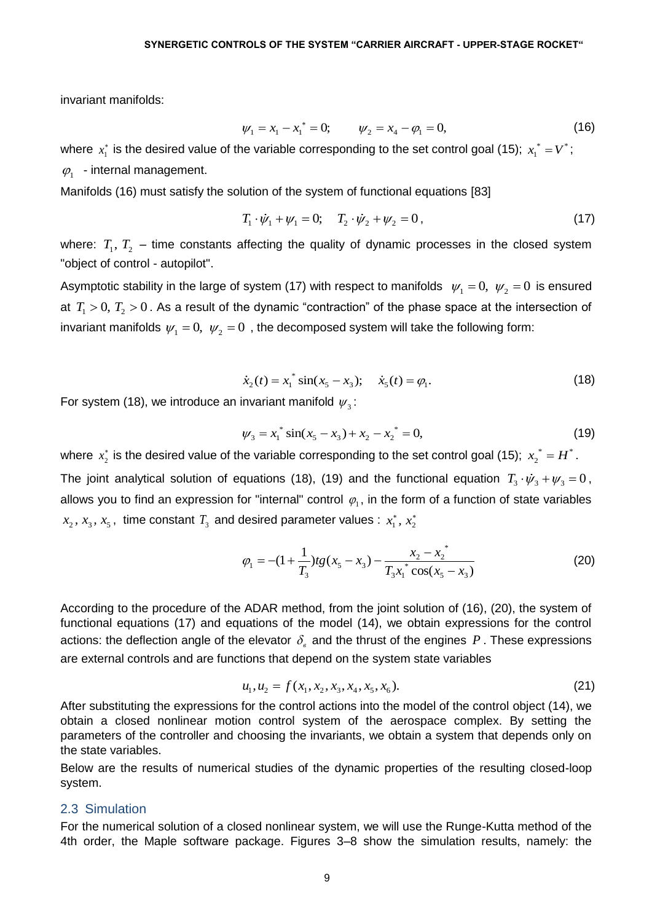invariant manifolds:

$$\psi_1 = x_1 - x_1^* = 0; \qquad \psi_2 = x_4 - \varphi_1 = 0, \tag{16}$$

where $x_1^*$ is the desired value of the variable corresponding to the set control goal (15); $x_1^* = V^*$;

$\varphi_1$ - internal management.

Manifolds (16) must satisfy the solution of the system of functional equations [83]

$$T_1 \cdot \dot{\psi}_1 + \psi_1 = 0; \quad T_2 \cdot \dot{\psi}_2 + \psi_2 = 0, \tag{17}$$

where: $T_1, T_2$ – time constants affecting the quality of dynamic processes in the closed system "object of control - autopilot".

Asymptotic stability in the large of system (17) with respect to manifolds $\psi_1 = 0, \ \psi_2 = 0$ is ensured at $T_1 > 0, T_2 > 0$. As a result of the dynamic "contraction" of the phase space at the intersection of invariant manifolds $\psi_1 = 0, \ \psi_2 = 0$, the decomposed system will take the following form:

$$\dot{x}_2(t) = x_1^* \sin(x_5 - x_3); \quad \dot{x}_5(t) = \varphi_1. \tag{18}$$

For system (18), we introduce an invariant manifold $\psi_3$:

$$\psi_3 = x_1^* \sin(x_5 - x_3) + x_2 - x_2^* = 0, \tag{19}$$

where $x_2^*$ is the desired value of the variable corresponding to the set control goal (15); $x_2^* = H^*$.

The joint analytical solution of equations (18), (19) and the functional equation $T_3 \cdot \dot{\psi}_3 + \psi_3 = 0$, allows you to find an expression for "internal" control $\varphi_1$, in the form of a function of state variables $x_2, x_3, x_5$, time constant $T_3$ and desired parameter values : $x_1^*, x_2^*$

$$\varphi_1 = -(1 + \frac{1}{T_3}) tg(x_5 - x_3) - \frac{x_2 - x_2^*}{T_3 x_1^* \cos(x_5 - x_3)} \tag{20}$$

According to the procedure of the ADAR method, from the joint solution of (16), (20), the system of functional equations (17) and equations of the model (14), we obtain expressions for the control actions: the deflection angle of the elevator $\delta_в$ and the thrust of the engines $P$. These expressions are external controls and are functions that depend on the system state variables

$$u_1, u_2 = f(x_1, x_2, x_3, x_4, x_5, x_6). \tag{21}$$

After substituting the expressions for the control actions into the model of the control object (14), we obtain a closed nonlinear motion control system of the aerospace complex. By setting the parameters of the controller and choosing the invariants, we obtain a system that depends only on the state variables.

Below are the results of numerical studies of the dynamic properties of the resulting closed-loop system.

## 2.3 Simulation

For the numerical solution of a closed nonlinear system, we will use the Runge-Kutta method of the 4th order, the Maple software package. Figures 3–8 show the simulation results, namely: the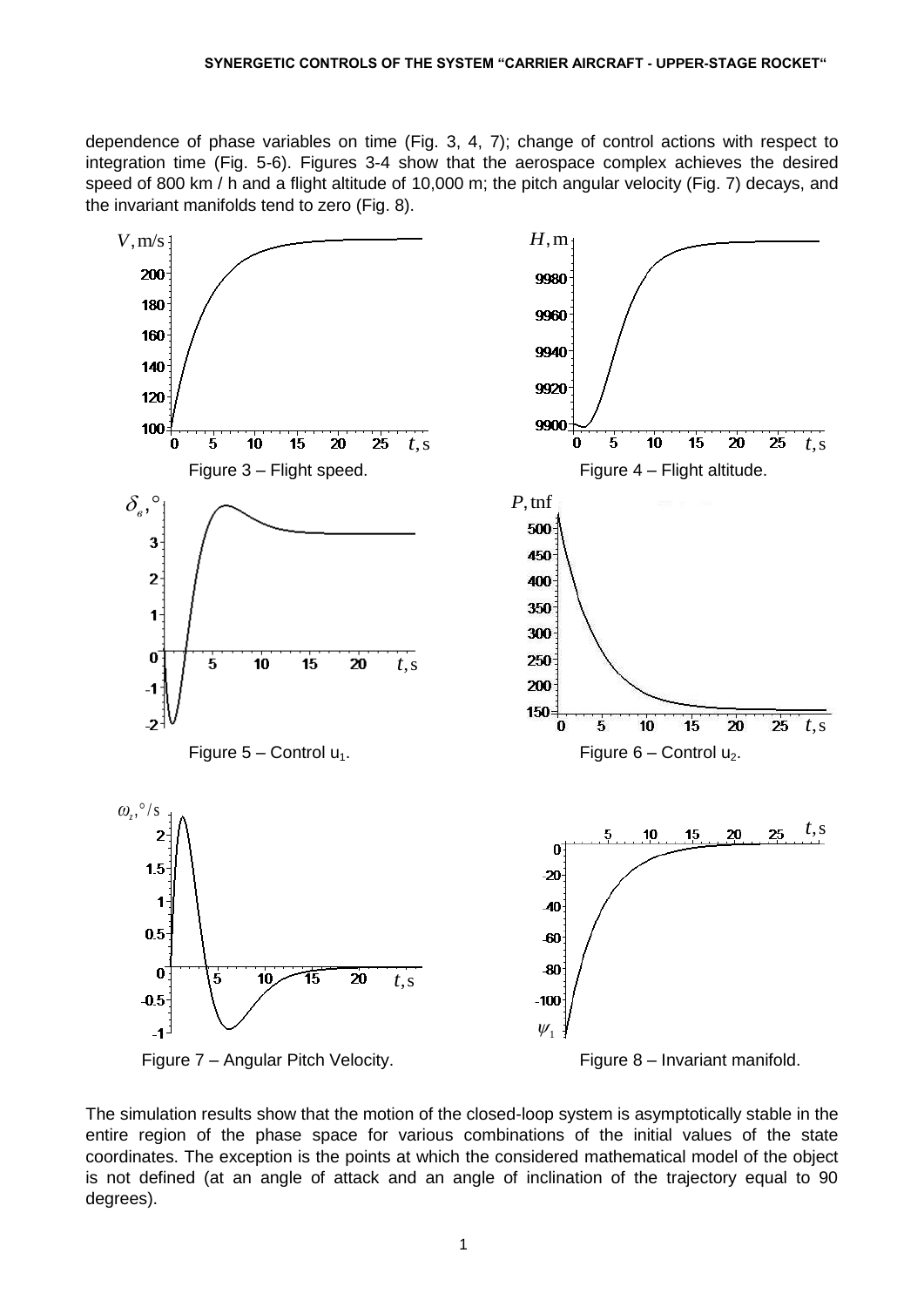dependence of phase variables on time (Fig. 3, 4, 7); change of control actions with respect to integration time (Fig. 5-6). Figures 3-4 show that the aerospace complex achieves the desired speed of 800 km / h and a flight altitude of 10,000 m; the pitch angular velocity (Fig. 7) decays, and the invariant manifolds tend to zero (Fig. 8).

Figure 3 – Flight speed.

Figure 4 – Flight altitude.

Figure 5 – Control $u_1$.

Figure 6 – Control $u_2$.

Figure 7 – Angular Pitch Velocity.

Figure 8 – Invariant manifold.

The simulation results show that the motion of the closed-loop system is asymptotically stable in the entire region of the phase space for various combinations of the initial values of the state coordinates. The exception is the points at which the considered mathematical model of the object is not defined (at an angle of attack and an angle of inclination of the trajectory equal to 90 degrees).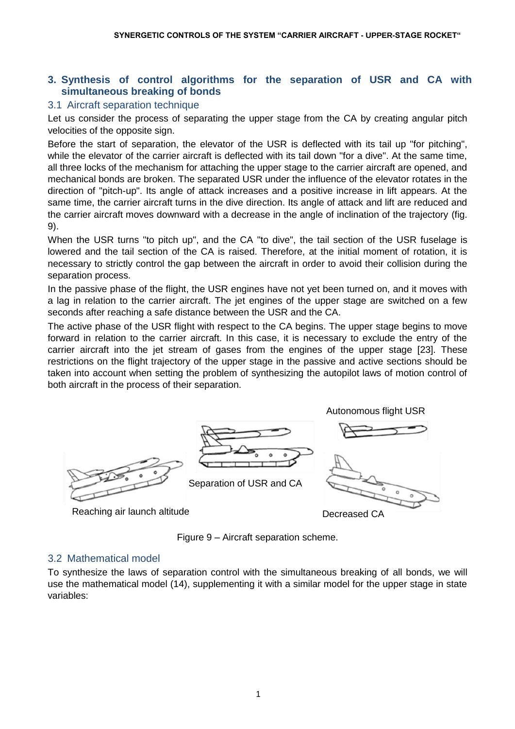## 3. Synthesis of control algorithms for the separation of USR and CA with simultaneous breaking of bonds

### 3.1 Aircraft separation technique

Let us consider the process of separating the upper stage from the CA by creating angular pitch velocities of the opposite sign.

Before the start of separation, the elevator of the USR is deflected with its tail up "for pitching", while the elevator of the carrier aircraft is deflected with its tail down "for a dive". At the same time, all three locks of the mechanism for attaching the upper stage to the carrier aircraft are opened, and mechanical bonds are broken. The separated USR under the influence of the elevator rotates in the direction of "pitch-up". Its angle of attack increases and a positive increase in lift appears. At the same time, the carrier aircraft turns in the dive direction. Its angle of attack and lift are reduced and the carrier aircraft moves downward with a decrease in the angle of inclination of the trajectory (fig. 9).

When the USR turns "to pitch up", and the CA "to dive", the tail section of the USR fuselage is lowered and the tail section of the CA is raised. Therefore, at the initial moment of rotation, it is necessary to strictly control the gap between the aircraft in order to avoid their collision during the separation process.

In the passive phase of the flight, the USR engines have not yet been turned on, and it moves with a lag in relation to the carrier aircraft. The jet engines of the upper stage are switched on a few seconds after reaching a safe distance between the USR and the CA.

The active phase of the USR flight with respect to the CA begins. The upper stage begins to move forward in relation to the carrier aircraft. In this case, it is necessary to exclude the entry of the carrier aircraft into the jet stream of gases from the engines of the upper stage [23]. These restrictions on the flight trajectory of the upper stage in the passive and active sections should be taken into account when setting the problem of synthesizing the autopilot laws of motion control of both aircraft in the process of their separation.

Autonomous flight USR

Separation of USR and CA

Reaching air launch altitude

Decreased CA

Figure 9 – Aircraft separation scheme.

### 3.2 Mathematical model

To synthesize the laws of separation control with the simultaneous breaking of all bonds, we will use the mathematical model (14), supplementing it with a similar model for the upper stage in state variables: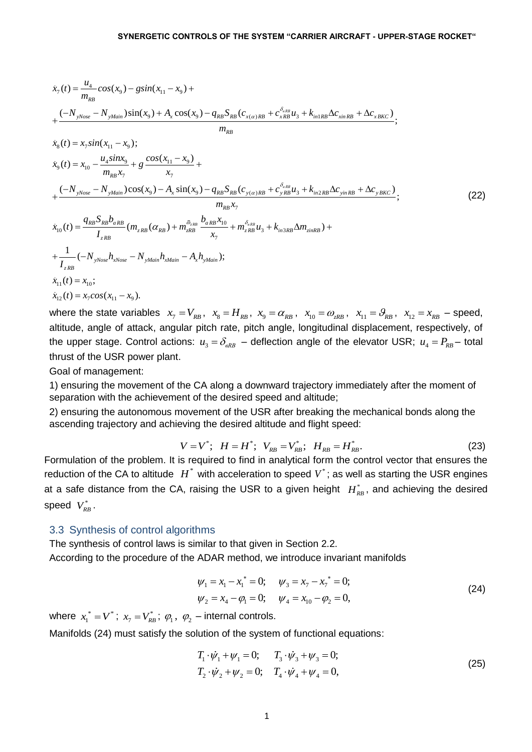$$
\begin{aligned}
&\dot{x}_7(t) = \frac{u_4}{m_{RB}} cos(x_9) - g sin(x_{11} - x_9) + \\
&+ \frac{(-N_{yNose} - N_{yMain})\sin(x_9) + A_x \cos(x_9) - q_{RB} S_{RB} (c_{x(\alpha)RB} + c_{xRB}^{\delta_{eRB}} u_3 + k_{in1RB} \Delta c_{xin\,RB} + \Delta c_{x\,BKC})}{m_{RB}}; \\
&\dot{x}_8(t) = x_7 sin(x_{11} - x_9); \\
&\dot{x}_9(t) = x_{10} - \frac{u_4 sin x_9}{m_{RB} x_7} + g \frac{cos(x_{11} - x_9)}{x_7} + \\
&+ \frac{(-N_{yNose} - N_{yMain})\cos(x_9) - A_x \sin(x_9) - q_{RB} S_{RB} (c_{y(\alpha)RB} + c_{yRB}^{\delta_{eRB}} u_3 + k_{in2RB} \Delta c_{yin\,RB} + \Delta c_{y\,BKC})}{m_{RB} x_7}; \\
&\dot{x}_{10}(t) = \frac{q_{RB} S_{RB} b_{a\,RB}}{I_{z\,RB}} (m_{z\,RB}(\alpha_{RB}) + m_{zRB}^{\bar{\omega}_{zRB}} \frac{b_{a\,RB} x_{10}}{x_7} + m_{z\,RB}^{\delta_{eRB}} u_3 + k_{in3RB} \Delta m_{zinRB}) + \\
&+ \frac{1}{I_{z\,RB}} (-N_{yNose} h_{xNose} - N_{yMain} h_{xMain} - A_x h_{yMain}); \\
&\dot{x}_{11}(t) = x_{10}; \\
&\dot{x}_{12}(t) = x_7 cos(x_{11} - x_9).
\end{aligned}
\tag{22}
$$

where the state variables $x_7 = V_{RB}$, $x_8 = H_{RB}$, $x_9 = \alpha_{RB}$, $x_{10} = \omega_{zRB}$, $x_{11} = \vartheta_{RB}$, $x_{12} = x_{RB}$ – speed, altitude, angle of attack, angular pitch rate, pitch angle, longitudinal displacement, respectively, of the upper stage. Control actions: $u_3 = \delta_{eRB}$ – deflection angle of the elevator USR; $u_4 = P_{RB}$ – total thrust of the USR power plant.

Goal of management:

1) ensuring the movement of the CA along a downward trajectory immediately after the moment of separation with the achievement of the desired speed and altitude;

2) ensuring the autonomous movement of the USR after breaking the mechanical bonds along the ascending trajectory and achieving the desired altitude and flight speed:

$$
V = V^*; \quad H = H^*; \quad V_{RB} = V_{RB}^*; \quad H_{RB} = H_{RB}^*. \tag{23}
$$

Formulation of the problem. It is required to find in analytical form the control vector that ensures the reduction of the CA to altitude $H^*$ with acceleration to speed $V^*$; as well as starting the USR engines at a safe distance from the CA, raising the USR to a given height $H_{RB}^*$, and achieving the desired speed $V_{RB}^*$.

## 3.3 Synthesis of control algorithms

The synthesis of control laws is similar to that given in Section 2.2.

According to the procedure of the ADAR method, we introduce invariant manifolds

$$
\begin{aligned}
\psi_1 &= x_1 - x_1^* = 0; \quad \psi_3 = x_7 - x_7^* = 0; \\
\psi_2 &= x_4 - \varphi_1 = 0; \quad \psi_4 = x_{10} - \varphi_2 = 0,
\end{aligned}
\tag{24}
$$

where $x_1^* = V^*$; $x_7 = V_{RB}^*$; $\varphi_1$, $\varphi_2$ – internal controls.

Manifolds (24) must satisfy the solution of the system of functional equations:

$$
\begin{aligned}
T_1 \cdot \dot{\psi}_1 + \psi_1 &= 0; \quad T_3 \cdot \dot{\psi}_3 + \psi_3 = 0; \\
T_2 \cdot \dot{\psi}_2 + \psi_2 &= 0; \quad T_4 \cdot \dot{\psi}_4 + \psi_4 = 0,
\end{aligned}
\tag{25}
$$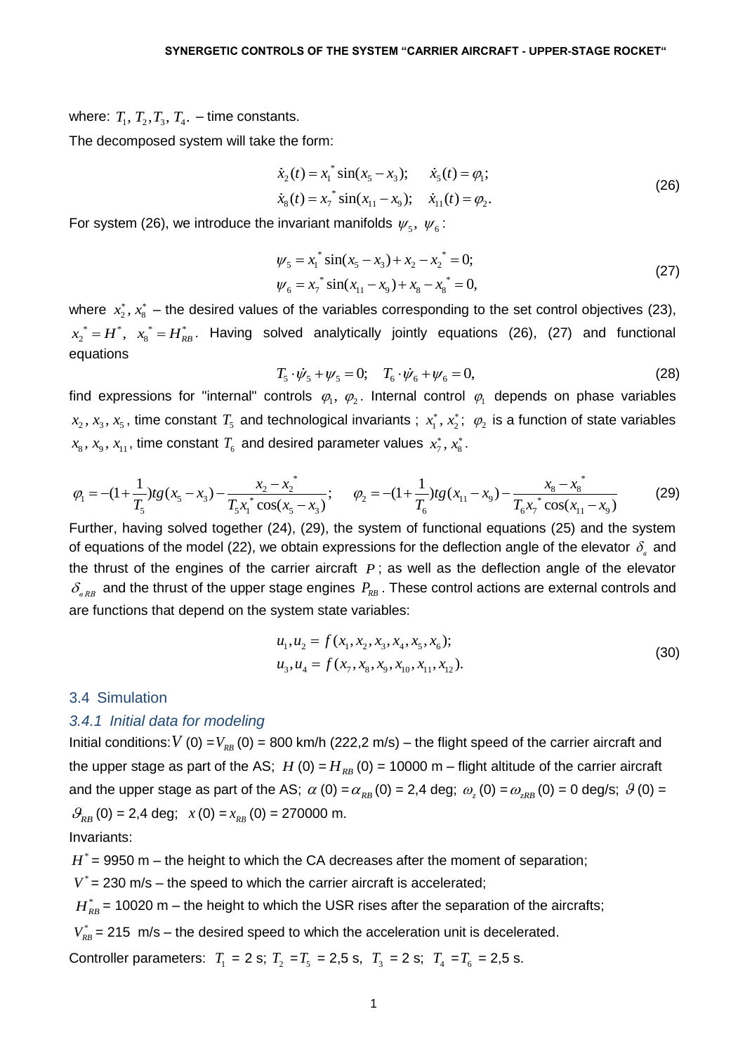where: $T_1$, $T_2$, $T_3$, $T_4$. – time constants.

The decomposed system will take the form:

$$\dot{x}_2(t) = x_1^* \sin(x_5 - x_3); \quad \dot{x}_5(t) = \varphi_1;$$
$$\dot{x}_8(t) = x_7^* \sin(x_{11} - x_9); \quad \dot{x}_{11}(t) = \varphi_2. \tag{26}$$

For system (26), we introduce the invariant manifolds $\psi_5$, $\psi_6$:

$$\psi_5 = x_1^* \sin(x_5 - x_3) + x_2 - x_2^* = 0;$$
$$\psi_6 = x_7^* \sin(x_{11} - x_9) + x_8 - x_8^* = 0, \tag{27}$$

where $x_2^*$, $x_8^*$ – the desired values of the variables corresponding to the set control objectives (23), $x_2^* = H^*$, $x_8^* = H_{RB}^*$. Having solved analytically jointly equations (26), (27) and functional equations

$$T_5 \cdot \dot{\psi}_5 + \psi_5 = 0; \quad T_6 \cdot \dot{\psi}_6 + \psi_6 = 0, \tag{28}$$

find expressions for "internal" controls $\varphi_1$, $\varphi_2$. Internal control $\varphi_1$ depends on phase variables $x_2$, $x_3$, $x_5$, time constant $T_5$ and technological invariants ; $x_1^*$, $x_2^*$; $\varphi_2$ is a function of state variables $x_8$, $x_9$, $x_{11}$, time constant $T_6$ and desired parameter values $x_7^*$, $x_8^*$.

$$\varphi_1 = -(1 + \frac{1}{T_5})tg(x_5 - x_3) - \frac{x_2 - x_2^*}{T_5 x_1^* \cos(x_5 - x_3)}; \quad \varphi_2 = -(1 + \frac{1}{T_6})tg(x_{11} - x_9) - \frac{x_8 - x_8^*}{T_6 x_7^* \cos(x_{11} - x_9)} \tag{29}$$

Further, having solved together (24), (29), the system of functional equations (25) and the system of equations of the model (22), we obtain expressions for the deflection angle of the elevator $\delta_в$ and the thrust of the engines of the carrier aircraft $P$; as well as the deflection angle of the elevator $\delta_{вRB}$ and the thrust of the upper stage engines $P_{RB}$. These control actions are external controls and are functions that depend on the system state variables:

$$u_1, u_2 = f(x_1, x_2, x_3, x_4, x_5, x_6);$$
$$u_3, u_4 = f(x_7, x_8, x_9, x_{10}, x_{11}, x_{12}). \tag{30}$$

### 3.4 Simulation

#### *3.4.1 Initial data for modeling*

Initial conditions: $V(0) = V_{RB}(0)$ = 800 km/h (222,2 m/s) – the flight speed of the carrier aircraft and the upper stage as part of the AS; $H(0) = H_{RB}(0)$ = 10000 m – flight altitude of the carrier aircraft and the upper stage as part of the AS; $\alpha(0) = \alpha_{RB}(0)$ = 2,4 deg; $\omega_z(0) = \omega_{zRB}(0)$ = 0 deg/s; $\vartheta(0) = \vartheta_{RB}(0)$ = 2,4 deg; $x(0) = x_{RB}(0)$ = 270000 m.

Invariants:

$H^*$ = 9950 m – the height to which the CA decreases after the moment of separation;

$V^*$ = 230 m/s – the speed to which the carrier aircraft is accelerated;

$H_{RB}^*$ = 10020 m – the height to which the USR rises after the separation of the aircrafts;

$V_{RB}^*$ = 215 m/s – the desired speed to which the acceleration unit is decelerated.

Controller parameters: $T_1$ = 2 s; $T_2 = T_5$ = 2,5 s, $T_3$ = 2 s; $T_4 = T_6$ = 2,5 s.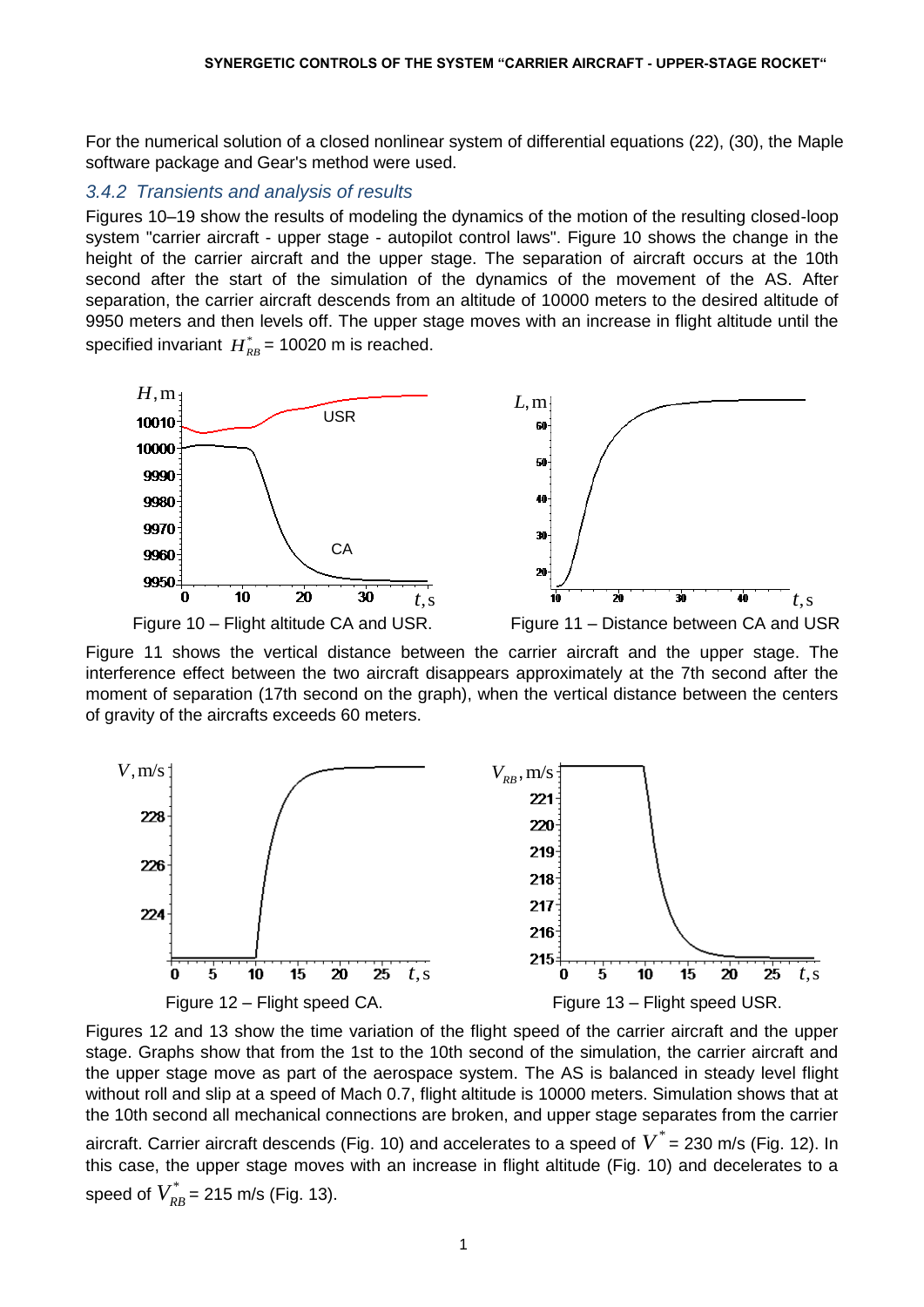For the numerical solution of a closed nonlinear system of differential equations (22), (30), the Maple software package and Gear's method were used.

### 3.4.2 Transients and analysis of results

Figures 10–19 show the results of modeling the dynamics of the motion of the resulting closed-loop system "carrier aircraft - upper stage - autopilot control laws". Figure 10 shows the change in the height of the carrier aircraft and the upper stage. The separation of aircraft occurs at the 10th second after the start of the simulation of the dynamics of the movement of the AS. After separation, the carrier aircraft descends from an altitude of 10000 meters to the desired altitude of 9950 meters and then levels off. The upper stage moves with an increase in flight altitude until the specified invariant $H^*_{RB}$ = 10020 m is reached.

Figure 10 – Flight altitude CA and USR.

Figure 11 – Distance between CA and USR

Figure 11 shows the vertical distance between the carrier aircraft and the upper stage. The interference effect between the two aircraft disappears approximately at the 7th second after the moment of separation (17th second on the graph), when the vertical distance between the centers of gravity of the aircrafts exceeds 60 meters.

Figure 12 – Flight speed CA.

Figure 13 – Flight speed USR.

Figures 12 and 13 show the time variation of the flight speed of the carrier aircraft and the upper stage. Graphs show that from the 1st to the 10th second of the simulation, the carrier aircraft and the upper stage move as part of the aerospace system. The AS is balanced in steady level flight without roll and slip at a speed of Mach 0.7, flight altitude is 10000 meters. Simulation shows that at the 10th second all mechanical connections are broken, and upper stage separates from the carrier aircraft. Carrier aircraft descends (Fig. 10) and accelerates to a speed of $V^*$ = 230 m/s (Fig. 12). In this case, the upper stage moves with an increase in flight altitude (Fig. 10) and decelerates to a speed of $V^*_{RB}$ = 215 m/s (Fig. 13).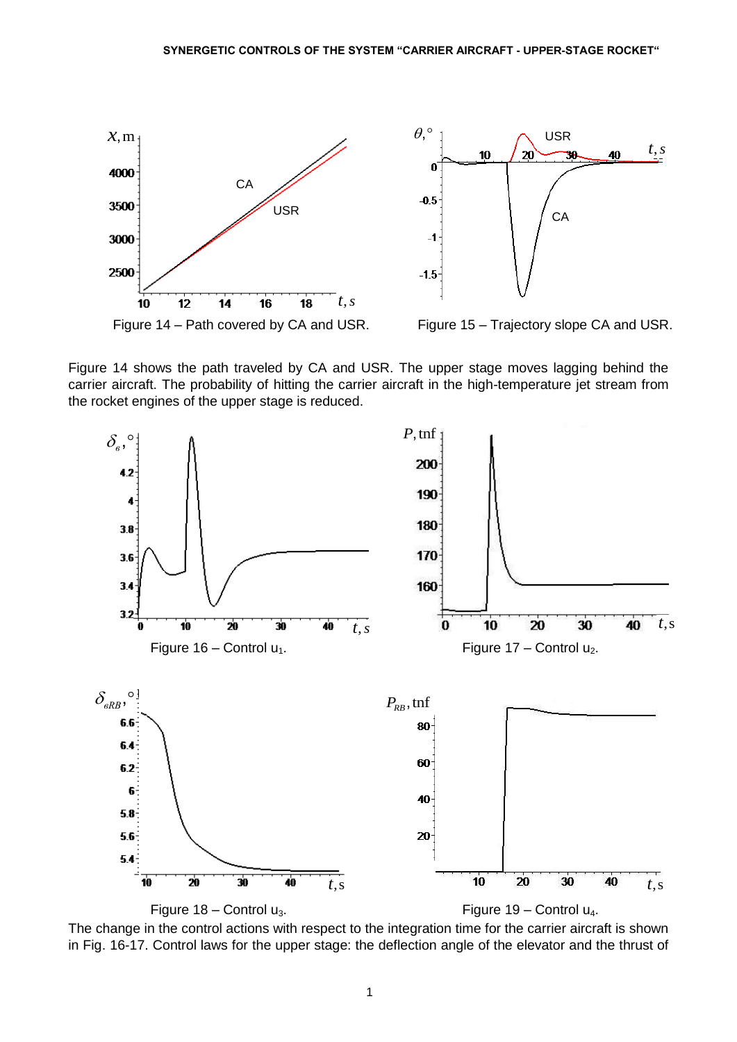Figure 14 – Path covered by CA and USR.

Figure 15 – Trajectory slope CA and USR.

Figure 14 shows the path traveled by CA and USR. The upper stage moves lagging behind the carrier aircraft. The probability of hitting the carrier aircraft in the high-temperature jet stream from the rocket engines of the upper stage is reduced.

Figure 16 – Control $u_1$.

Figure 17 – Control $u_2$.

Figure 18 – Control $u_3$.

Figure 19 – Control $u_4$.

The change in the control actions with respect to the integration time for the carrier aircraft is shown in Fig. 16-17. Control laws for the upper stage: the deflection angle of the elevator and the thrust of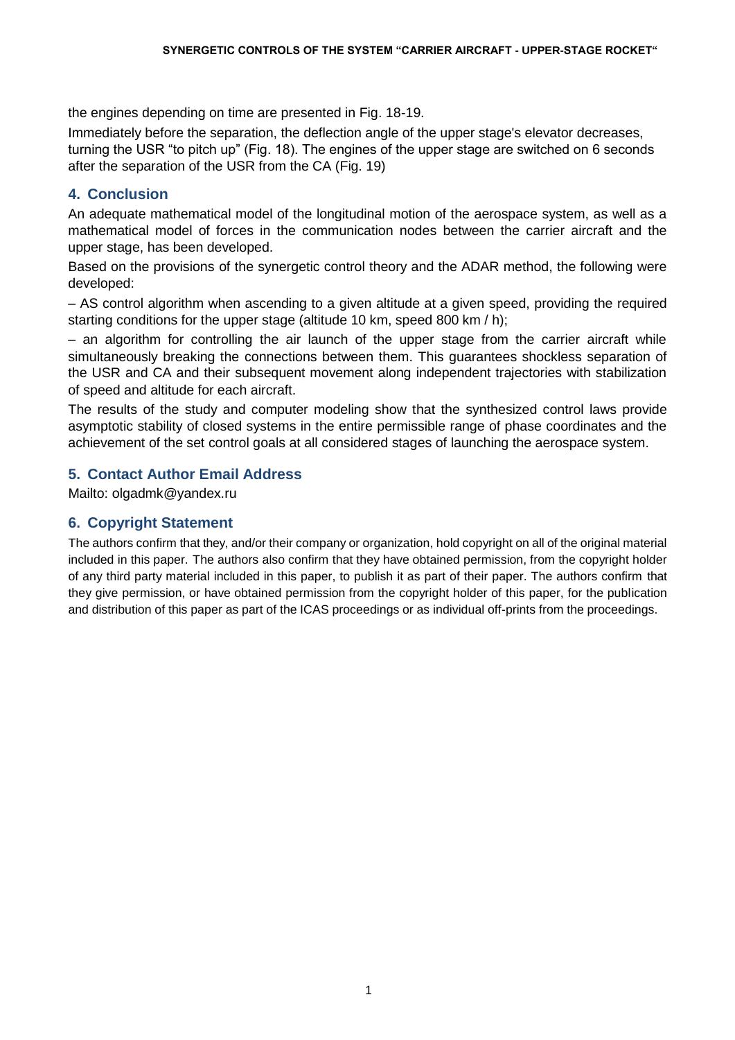the engines depending on time are presented in Fig. 18-19.

Immediately before the separation, the deflection angle of the upper stage's elevator decreases, turning the USR "to pitch up" (Fig. 18). The engines of the upper stage are switched on 6 seconds after the separation of the USR from the CA (Fig. 19)

## 4. Conclusion

An adequate mathematical model of the longitudinal motion of the aerospace system, as well as a mathematical model of forces in the communication nodes between the carrier aircraft and the upper stage, has been developed.

Based on the provisions of the synergetic control theory and the ADAR method, the following were developed:

– AS control algorithm when ascending to a given altitude at a given speed, providing the required starting conditions for the upper stage (altitude 10 km, speed 800 km / h);

– an algorithm for controlling the air launch of the upper stage from the carrier aircraft while simultaneously breaking the connections between them. This guarantees shockless separation of the USR and CA and their subsequent movement along independent trajectories with stabilization of speed and altitude for each aircraft.

The results of the study and computer modeling show that the synthesized control laws provide asymptotic stability of closed systems in the entire permissible range of phase coordinates and the achievement of the set control goals at all considered stages of launching the aerospace system.

## 5. Contact Author Email Address

Mailto: olgadmk@yandex.ru

## 6. Copyright Statement

The authors confirm that they, and/or their company or organization, hold copyright on all of the original material included in this paper. The authors also confirm that they have obtained permission, from the copyright holder of any third party material included in this paper, to publish it as part of their paper. The authors confirm that they give permission, or have obtained permission from the copyright holder of this paper, for the publication and distribution of this paper as part of the ICAS proceedings or as individual off-prints from the proceedings.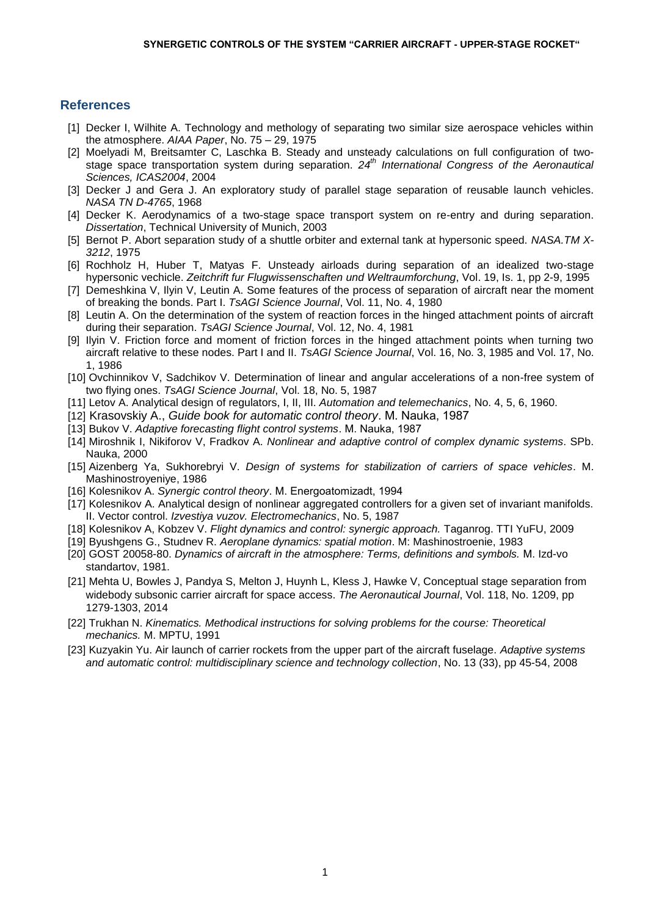## References

[1] Decker I, Wilhite A. Technology and methology of separating two similar size aerospace vehicles within the atmosphere. *AIAA Paper*, No. 75 – 29, 1975

[2] Moelyadi M, Breitsamter C, Laschka B. Steady and unsteady calculations on full configuration of two-stage space transportation system during separation. *24th International Congress of the Aeronautical Sciences, ICAS2004*, 2004

[3] Decker J and Gera J. An exploratory study of parallel stage separation of reusable launch vehicles. *NASA TN D-4765*, 1968

[4] Decker K. Aerodynamics of a two-stage space transport system on re-entry and during separation. *Dissertation*, Technical University of Munich, 2003

[5] Bernot P. Abort separation study of a shuttle orbiter and external tank at hypersonic speed. *NASA.TM X-3212*, 1975

[6] Rochholz H, Huber T, Matyas F. Unsteady airloads during separation of an idealized two-stage hypersonic vechicle. *Zeitchrift fur Flugwissenschaften und Weltraumforchung*, Vol. 19, Is. 1, pp 2-9, 1995

[7] Demeshkina V, Ilyin V, Leutin A. Some features of the process of separation of aircraft near the moment of breaking the bonds. Part I. *TsAGI Science Journal*, Vol. 11, No. 4, 1980

[8] Leutin A. On the determination of the system of reaction forces in the hinged attachment points of aircraft during their separation. *TsAGI Science Journal*, Vol. 12, No. 4, 1981

[9] Ilyin V. Friction force and moment of friction forces in the hinged attachment points when turning two aircraft relative to these nodes. Part I and II. *TsAGI Science Journal*, Vol. 16, No. 3, 1985 and Vol. 17, No. 1, 1986

[10] Ovchinnikov V, Sadchikov V. Determination of linear and angular accelerations of a non-free system of two flying ones. *TsAGI Science Journal*, Vol. 18, No. 5, 1987

[11] Letov A. Analytical design of regulators, I, II, III. *Automation and telemechanics*, No. 4, 5, 6, 1960.

[12] Krasovskiy A., *Guide book for automatic control theory*. M. Nauka, 1987

[13] Bukov V. *Adaptive forecasting flight control systems*. M. Nauka, 1987

[14] Miroshnik I, Nikiforov V, Fradkov A. *Nonlinear and adaptive control of complex dynamic systems*. SPb. Nauka, 2000

[15] Aizenberg Ya, Sukhorebryi V. *Design of systems for stabilization of carriers of space vehicles*. M. Mashinostroyeniye, 1986

[16] Kolesnikov A. *Synergic control theory*. M. Energoatomizadt, 1994

[17] Kolesnikov A. Analytical design of nonlinear aggregated controllers for a given set of invariant manifolds. II. Vector control. *Izvestiya vuzov. Electromechanics*, No. 5, 1987

[18] Kolesnikov A, Kobzev V. *Flight dynamics and control: synergic approach.* Taganrog. TTI YuFU, 2009

[19] Byushgens G., Studnev R. *Aeroplane dynamics: spatial motion*. M: Mashinostroenie, 1983

[20] GOST 20058-80. *Dynamics of aircraft in the atmosphere: Terms, definitions and symbols.* M. Izd-vo standartov, 1981.

[21] Mehta U, Bowles J, Pandya S, Melton J, Huynh L, Kless J, Hawke V, Conceptual stage separation from widebody subsonic carrier aircraft for space access. *The Aeronautical Journal*, Vol. 118, No. 1209, pp 1279-1303, 2014

[22] Trukhan N. *Kinematics. Methodical instructions for solving problems for the course: Theoretical mechanics.* M. MPTU, 1991

[23] Kuzyakin Yu. Air launch of carrier rockets from the upper part of the aircraft fuselage. *Adaptive systems and automatic control: multidisciplinary science and technology collection*, No. 13 (33), pp 45-54, 2008